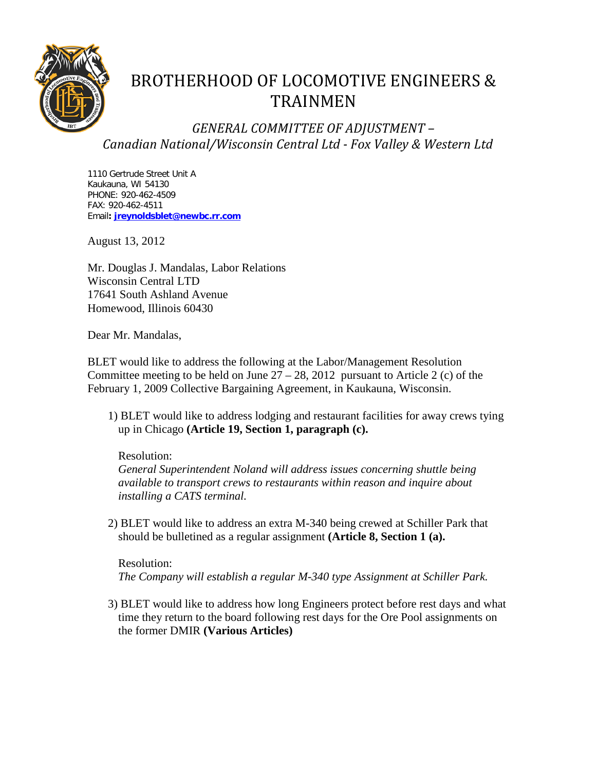# BROTHERHOOD OF LOCOMOTIVE ENGINEERS & TRAINMEN

## *GENERAL COMMITTEE OF ADJUSTMENT – Canadian National/Wisconsin Central Ltd - Fox Valley & Western Ltd*

1110 Gertrude Street Unit A
Kaukauna, WI 54130
PHONE: 920-462-4509
FAX: 920-462-4511
Email**: jreynoldsblet@newbc.rr.com**

August 13, 2012

Mr. Douglas J. Mandalas, Labor Relations
Wisconsin Central LTD
17641 South Ashland Avenue
Homewood, Illinois 60430

Dear Mr. Mandalas,

BLET would like to address the following at the Labor/Management Resolution Committee meeting to be held on June 27 – 28, 2012 pursuant to Article 2 (c) of the February 1, 2009 Collective Bargaining Agreement, in Kaukauna, Wisconsin.

1) BLET would like to address lodging and restaurant facilities for away crews tying up in Chicago **(Article 19, Section 1, paragraph (c).**

   Resolution:
   *General Superintendent Noland will address issues concerning shuttle being available to transport crews to restaurants within reason and inquire about installing a CATS terminal.*

2) BLET would like to address an extra M-340 being crewed at Schiller Park that should be bulletined as a regular assignment **(Article 8, Section 1 (a).**

   Resolution:
   *The Company will establish a regular M-340 type Assignment at Schiller Park.*

3) BLET would like to address how long Engineers protect before rest days and what time they return to the board following rest days for the Ore Pool assignments on the former DMIR **(Various Articles)**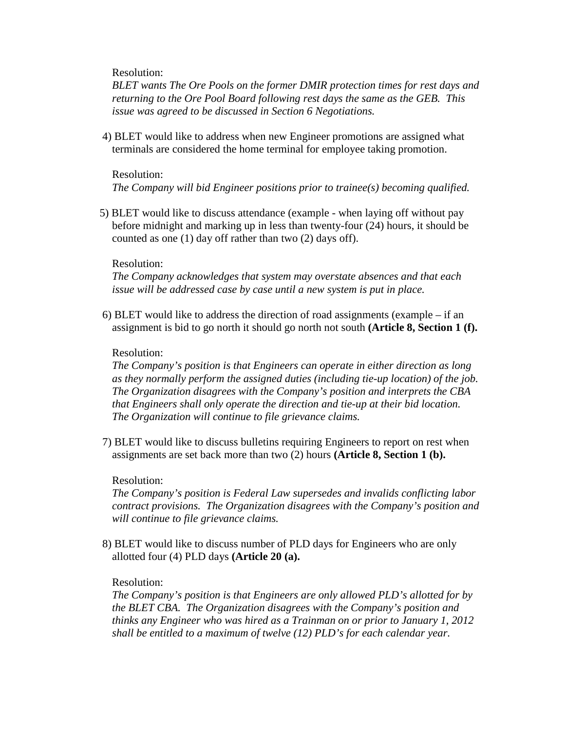Resolution:
*BLET wants The Ore Pools on the former DMIR protection times for rest days and returning to the Ore Pool Board following rest days the same as the GEB. This issue was agreed to be discussed in Section 6 Negotiations.*

4) BLET would like to address when new Engineer promotions are assigned what terminals are considered the home terminal for employee taking promotion.

Resolution:
*The Company will bid Engineer positions prior to trainee(s) becoming qualified.*

5) BLET would like to discuss attendance (example - when laying off without pay before midnight and marking up in less than twenty-four (24) hours, it should be counted as one (1) day off rather than two (2) days off).

Resolution:
*The Company acknowledges that system may overstate absences and that each issue will be addressed case by case until a new system is put in place.*

6) BLET would like to address the direction of road assignments (example – if an assignment is bid to go north it should go north not south **(Article 8, Section 1 (f).**

Resolution:
*The Company's position is that Engineers can operate in either direction as long as they normally perform the assigned duties (including tie-up location) of the job. The Organization disagrees with the Company's position and interprets the CBA that Engineers shall only operate the direction and tie-up at their bid location. The Organization will continue to file grievance claims.*

7) BLET would like to discuss bulletins requiring Engineers to report on rest when assignments are set back more than two (2) hours **(Article 8, Section 1 (b).**

Resolution:
*The Company's position is Federal Law supersedes and invalids conflicting labor contract provisions. The Organization disagrees with the Company's position and will continue to file grievance claims.*

8) BLET would like to discuss number of PLD days for Engineers who are only allotted four (4) PLD days **(Article 20 (a).**

Resolution:
*The Company's position is that Engineers are only allowed PLD's allotted for by the BLET CBA. The Organization disagrees with the Company's position and thinks any Engineer who was hired as a Trainman on or prior to January 1, 2012 shall be entitled to a maximum of twelve (12) PLD's for each calendar year.*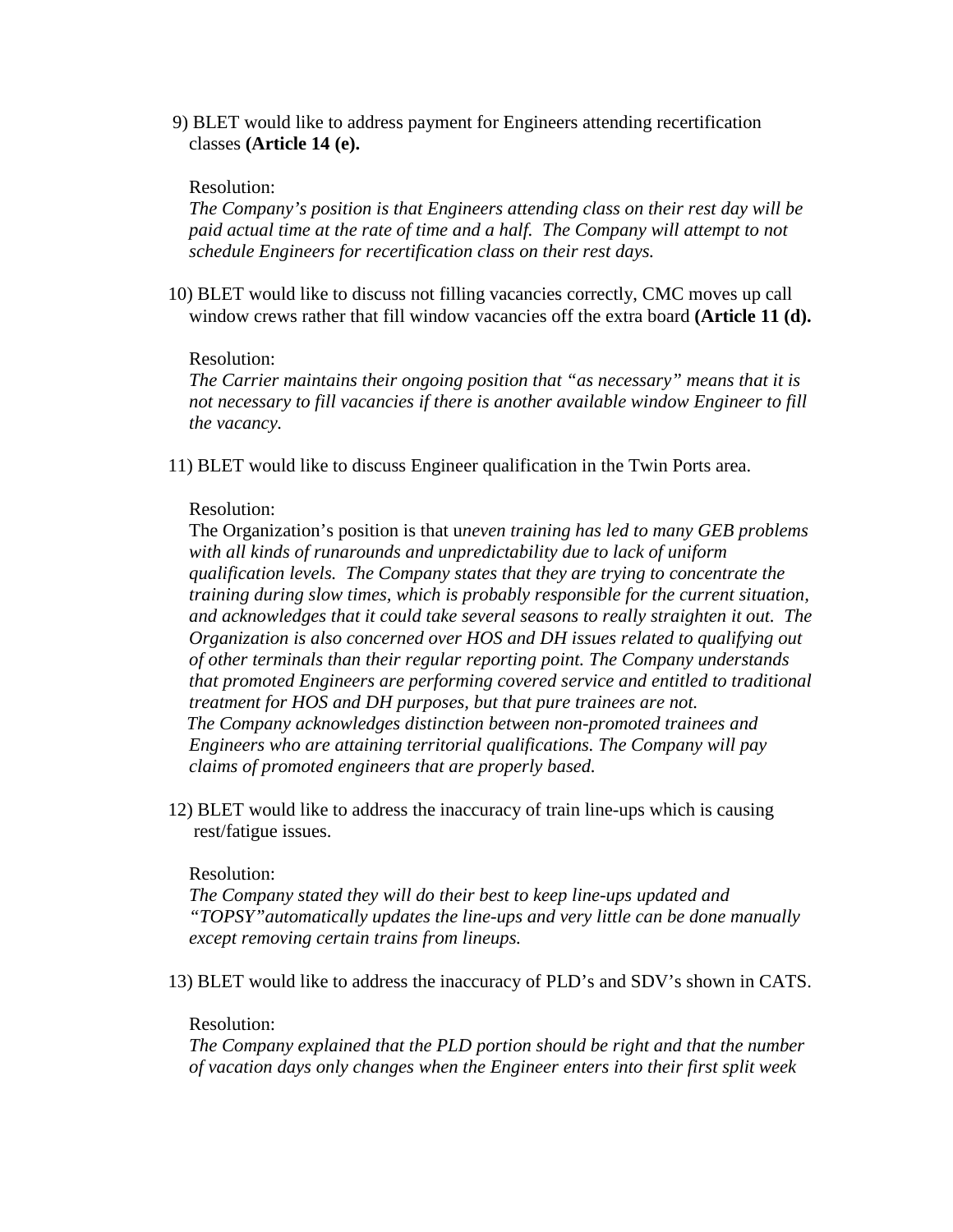9) BLET would like to address payment for Engineers attending recertification classes **(Article 14 (e).**

Resolution:
*The Company's position is that Engineers attending class on their rest day will be paid actual time at the rate of time and a half. The Company will attempt to not schedule Engineers for recertification class on their rest days.*

10) BLET would like to discuss not filling vacancies correctly, CMC moves up call window crews rather that fill window vacancies off the extra board **(Article 11 (d).**

Resolution:
*The Carrier maintains their ongoing position that "as necessary" means that it is not necessary to fill vacancies if there is another available window Engineer to fill the vacancy.*

11) BLET would like to discuss Engineer qualification in the Twin Ports area.

Resolution:
The Organization's position is that u*neven training has led to many GEB problems with all kinds of runarounds and unpredictability due to lack of uniform qualification levels. The Company states that they are trying to concentrate the training during slow times, which is probably responsible for the current situation, and acknowledges that it could take several seasons to really straighten it out. The Organization is also concerned over HOS and DH issues related to qualifying out of other terminals than their regular reporting point. The Company understands that promoted Engineers are performing covered service and entitled to traditional treatment for HOS and DH purposes, but that pure trainees are not.*
*The Company acknowledges distinction between non-promoted trainees and Engineers who are attaining territorial qualifications. The Company will pay claims of promoted engineers that are properly based.*

12) BLET would like to address the inaccuracy of train line-ups which is causing rest/fatigue issues.

Resolution:
*The Company stated they will do their best to keep line-ups updated and "TOPSY" automatically updates the line-ups and very little can be done manually except removing certain trains from lineups.*

13) BLET would like to address the inaccuracy of PLD's and SDV's shown in CATS.

Resolution:
*The Company explained that the PLD portion should be right and that the number of vacation days only changes when the Engineer enters into their first split week*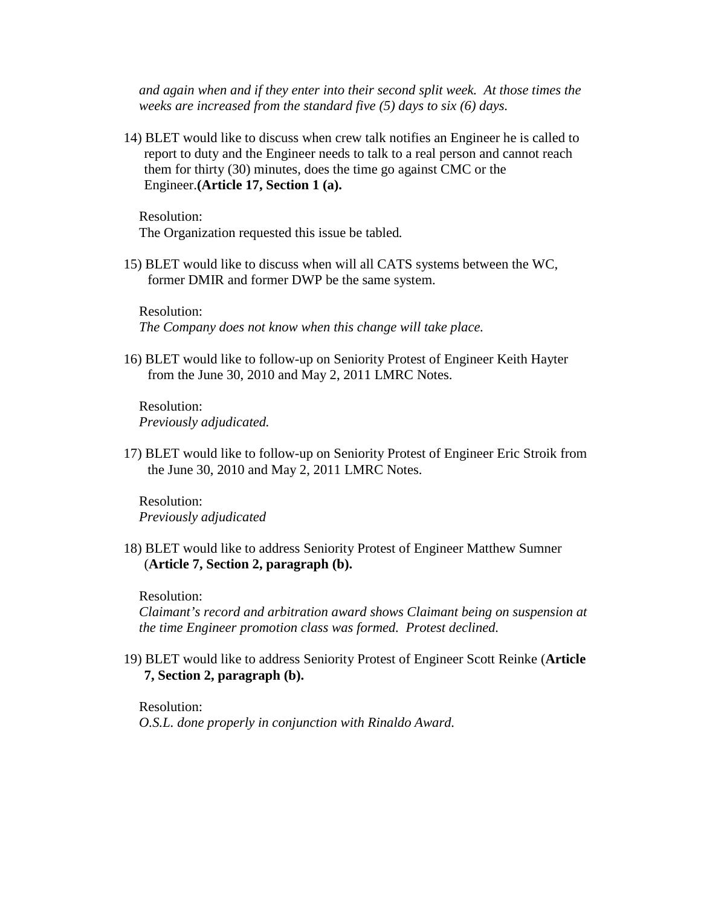*and again when and if they enter into their second split week. At those times the weeks are increased from the standard five (5) days to six (6) days.*

14) BLET would like to discuss when crew talk notifies an Engineer he is called to report to duty and the Engineer needs to talk to a real person and cannot reach them for thirty (30) minutes, does the time go against CMC or the Engineer.**(Article 17, Section 1 (a).**

Resolution:
The Organization requested this issue be tabled.

15) BLET would like to discuss when will all CATS systems between the WC, former DMIR and former DWP be the same system.

Resolution:
*The Company does not know when this change will take place.*

16) BLET would like to follow-up on Seniority Protest of Engineer Keith Hayter from the June 30, 2010 and May 2, 2011 LMRC Notes.

Resolution:
*Previously adjudicated.*

17) BLET would like to follow-up on Seniority Protest of Engineer Eric Stroik from the June 30, 2010 and May 2, 2011 LMRC Notes.

Resolution:
*Previously adjudicated*

18) BLET would like to address Seniority Protest of Engineer Matthew Sumner (**Article 7, Section 2, paragraph (b).**

Resolution:
*Claimant's record and arbitration award shows Claimant being on suspension at the time Engineer promotion class was formed. Protest declined.*

19) BLET would like to address Seniority Protest of Engineer Scott Reinke (**Article 7, Section 2, paragraph (b).**

Resolution:
*O.S.L. done properly in conjunction with Rinaldo Award.*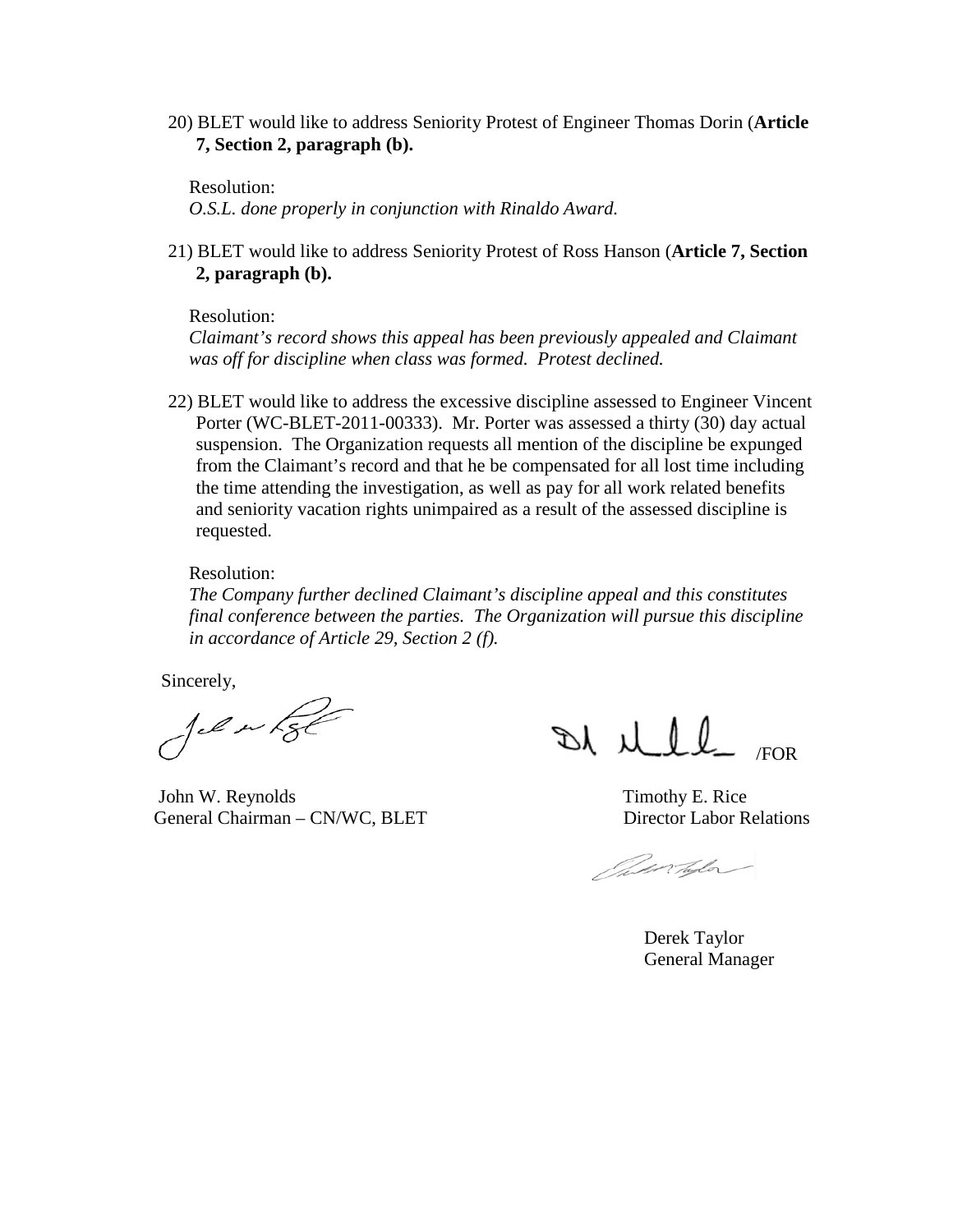20) BLET would like to address Seniority Protest of Engineer Thomas Dorin (**Article 7, Section 2, paragraph (b).**

Resolution:
*O.S.L. done properly in conjunction with Rinaldo Award.*

21) BLET would like to address Seniority Protest of Ross Hanson (**Article 7, Section 2, paragraph (b).**

Resolution:
*Claimant's record shows this appeal has been previously appealed and Claimant was off for discipline when class was formed. Protest declined.*

22) BLET would like to address the excessive discipline assessed to Engineer Vincent Porter (WC-BLET-2011-00333). Mr. Porter was assessed a thirty (30) day actual suspension. The Organization requests all mention of the discipline be expunged from the Claimant's record and that he be compensated for all lost time including the time attending the investigation, as well as pay for all work related benefits and seniority vacation rights unimpaired as a result of the assessed discipline is requested.

Resolution:
*The Company further declined Claimant's discipline appeal and this constitutes final conference between the parties. The Organization will pursue this discipline in accordance of Article 29, Section 2 (f).*

Sincerely,

/FOR

John W. Reynolds
General Chairman – CN/WC, BLET

Timothy E. Rice
Director Labor Relations

Derek Taylor
General Manager